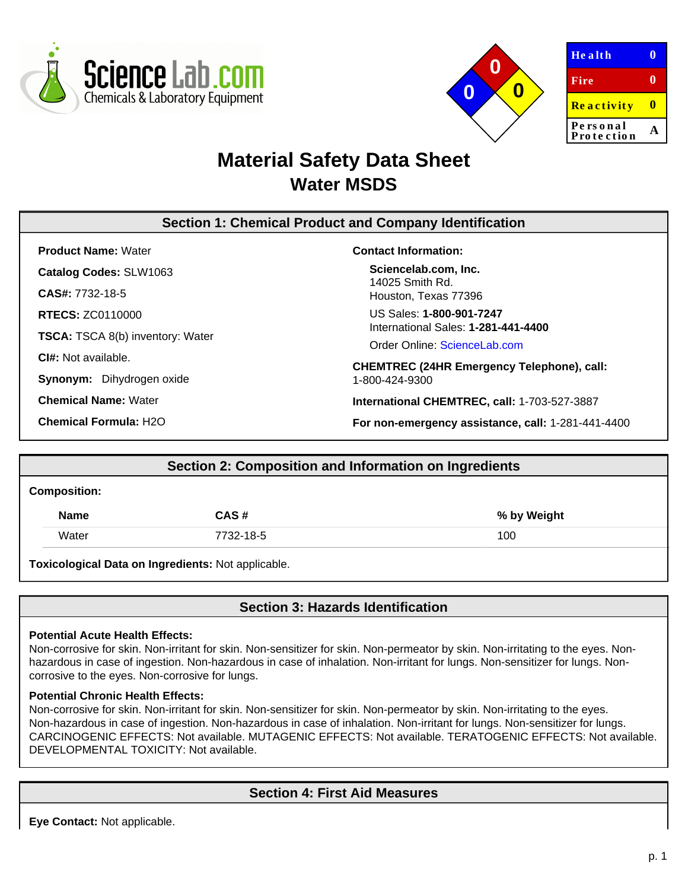ScienceLab.com
Chemicals & Laboratory Equipment

| Health | 0 |
| --- | --- |
| Fire | 0 |
| Reactivity | 0 |
| Personal Protection | A |

# Material Safety Data Sheet
## Water MSDS

## Section 1: Chemical Product and Company Identification

**Product Name:** Water

**Catalog Codes:** SLW1063

**CAS#:** 7732-18-5

**RTECS:** ZC0110000

**TSCA:** TSCA 8(b) inventory: Water

**CI#:** Not available.

**Synonym:** Dihydrogen oxide

**Chemical Name:** Water

**Chemical Formula:** $H_2O$

**Contact Information:**

**Sciencelab.com, Inc.**
14025 Smith Rd.
Houston, Texas 77396

US Sales: **1-800-901-7247**
International Sales: **1-281-441-4400**

Order Online: ScienceLab.com

**CHEMTREC (24HR Emergency Telephone), call:** 1-800-424-9300

**International CHEMTREC, call:** 1-703-527-3887

**For non-emergency assistance, call:** 1-281-441-4400

## Section 2: Composition and Information on Ingredients

**Composition:**

| Name | CAS # | % by Weight |
| --- | --- | --- |
| Water | 7732-18-5 | 100 |

**Toxicological Data on Ingredients:** Not applicable.

## Section 3: Hazards Identification

**Potential Acute Health Effects:**
Non-corrosive for skin. Non-irritant for skin. Non-sensitizer for skin. Non-permeator by skin. Non-irritating to the eyes. Non-hazardous in case of ingestion. Non-hazardous in case of inhalation. Non-irritant for lungs. Non-sensitizer for lungs. Non-corrosive to the eyes. Non-corrosive for lungs.

**Potential Chronic Health Effects:**
Non-corrosive for skin. Non-irritant for skin. Non-sensitizer for skin. Non-permeator by skin. Non-irritating to the eyes. Non-hazardous in case of ingestion. Non-hazardous in case of inhalation. Non-irritant for lungs. Non-sensitizer for lungs. CARCINOGENIC EFFECTS: Not available. MUTAGENIC EFFECTS: Not available. TERATOGENIC EFFECTS: Not available. DEVELOPMENTAL TOXICITY: Not available.

## Section 4: First Aid Measures

**Eye Contact:** Not applicable.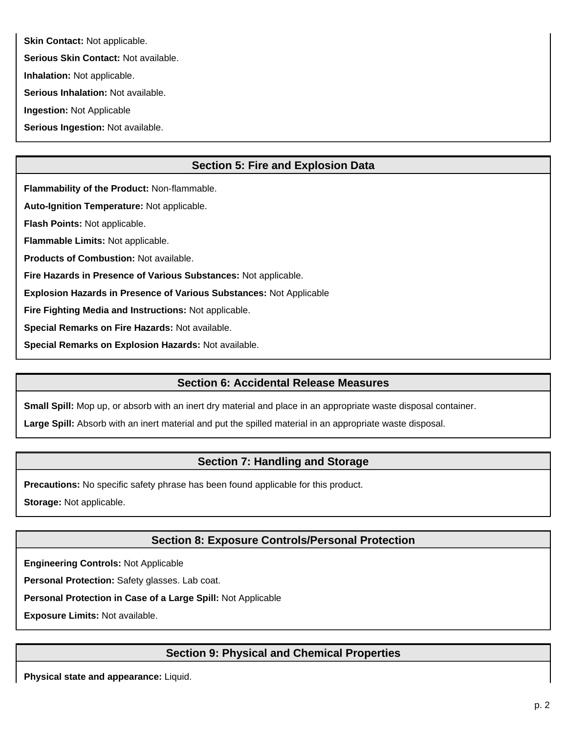**Skin Contact:** Not applicable.

**Serious Skin Contact:** Not available.

**Inhalation:** Not applicable.

**Serious Inhalation:** Not available.

**Ingestion:** Not Applicable

**Serious Ingestion:** Not available.

## Section 5: Fire and Explosion Data

**Flammability of the Product:** Non-flammable.

**Auto-Ignition Temperature:** Not applicable.

**Flash Points:** Not applicable.

**Flammable Limits:** Not applicable.

**Products of Combustion:** Not available.

**Fire Hazards in Presence of Various Substances:** Not applicable.

**Explosion Hazards in Presence of Various Substances:** Not Applicable

**Fire Fighting Media and Instructions:** Not applicable.

**Special Remarks on Fire Hazards:** Not available.

**Special Remarks on Explosion Hazards:** Not available.

## Section 6: Accidental Release Measures

**Small Spill:** Mop up, or absorb with an inert dry material and place in an appropriate waste disposal container.

**Large Spill:** Absorb with an inert material and put the spilled material in an appropriate waste disposal.

## Section 7: Handling and Storage

**Precautions:** No specific safety phrase has been found applicable for this product.

**Storage:** Not applicable.

## Section 8: Exposure Controls/Personal Protection

**Engineering Controls:** Not Applicable

**Personal Protection:** Safety glasses. Lab coat.

**Personal Protection in Case of a Large Spill:** Not Applicable

**Exposure Limits:** Not available.

## Section 9: Physical and Chemical Properties

**Physical state and appearance:** Liquid.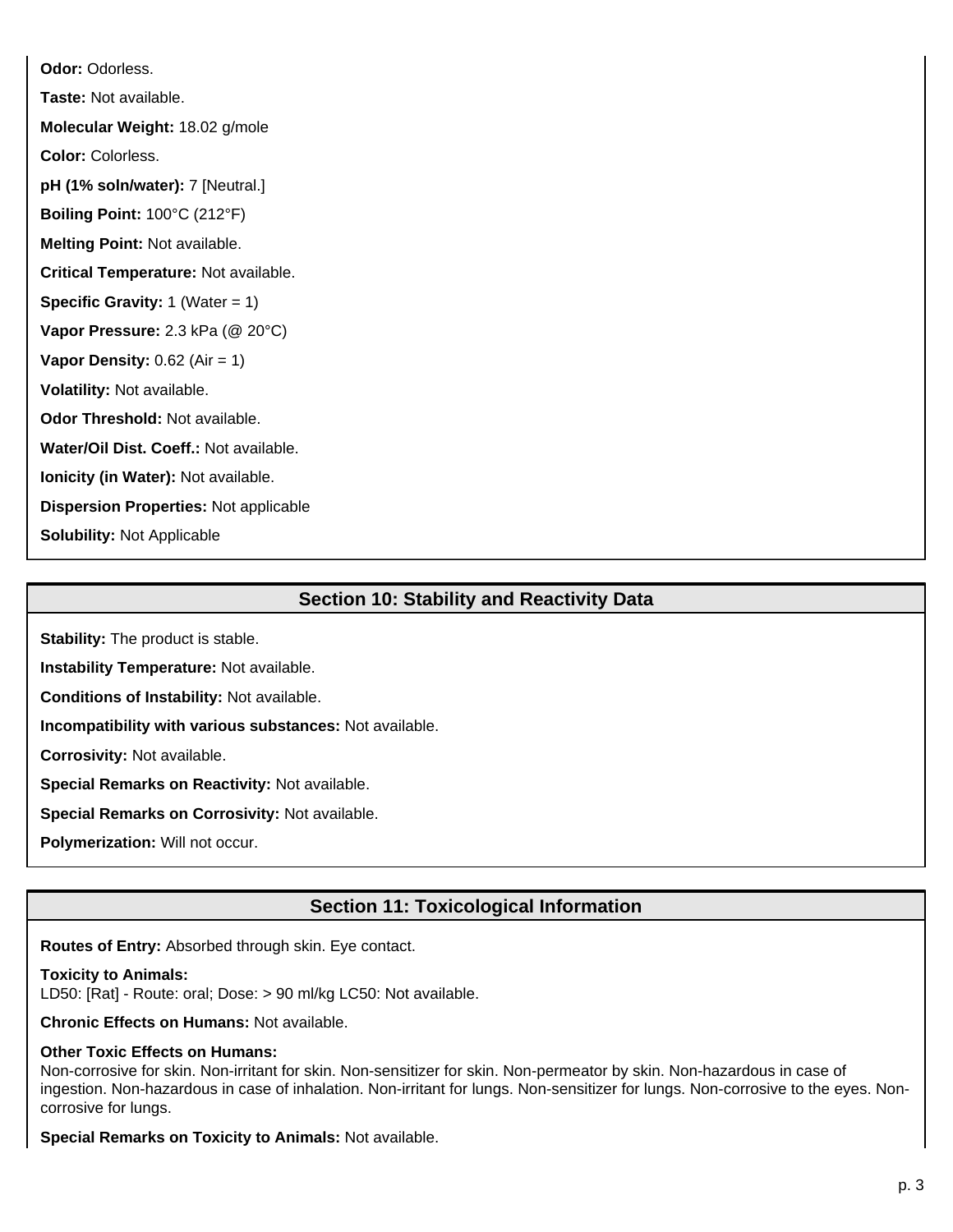**Odor:** Odorless.

**Taste:** Not available.

**Molecular Weight:** 18.02 g/mole

**Color:** Colorless.

**pH (1% soln/water):** 7 [Neutral.]

**Boiling Point:** 100°C (212°F)

**Melting Point:** Not available.

**Critical Temperature:** Not available.

**Specific Gravity:** 1 (Water = 1)

**Vapor Pressure:** 2.3 kPa (@ 20°C)

**Vapor Density:** 0.62 (Air = 1)

**Volatility:** Not available.

**Odor Threshold:** Not available.

**Water/Oil Dist. Coeff.:** Not available.

**Ionicity (in Water):** Not available.

**Dispersion Properties:** Not applicable

**Solubility:** Not Applicable

## Section 10: Stability and Reactivity Data

**Stability:** The product is stable.

**Instability Temperature:** Not available.

**Conditions of Instability:** Not available.

**Incompatibility with various substances:** Not available.

**Corrosivity:** Not available.

**Special Remarks on Reactivity:** Not available.

**Special Remarks on Corrosivity:** Not available.

**Polymerization:** Will not occur.

## Section 11: Toxicological Information

**Routes of Entry:** Absorbed through skin. Eye contact.

**Toxicity to Animals:**
LD50: [Rat] - Route: oral; Dose: > 90 ml/kg LC50: Not available.

**Chronic Effects on Humans:** Not available.

**Other Toxic Effects on Humans:**
Non-corrosive for skin. Non-irritant for skin. Non-sensitizer for skin. Non-permeator by skin. Non-hazardous in case of ingestion. Non-hazardous in case of inhalation. Non-irritant for lungs. Non-sensitizer for lungs. Non-corrosive to the eyes. Non-corrosive for lungs.

**Special Remarks on Toxicity to Animals:** Not available.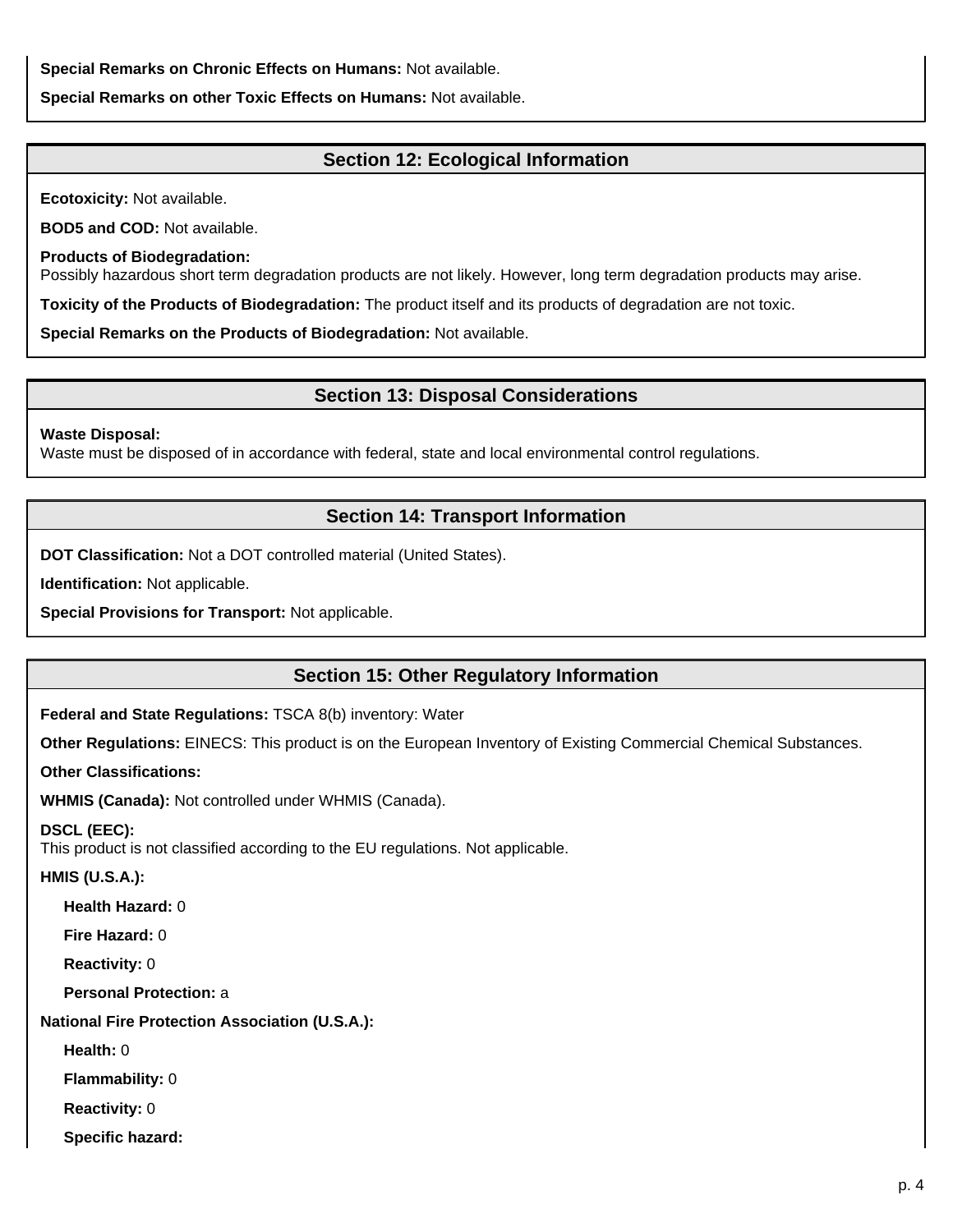**Special Remarks on Chronic Effects on Humans:** Not available.

**Special Remarks on other Toxic Effects on Humans:** Not available.

## Section 12: Ecological Information

**Ecotoxicity:** Not available.

**BOD5 and COD:** Not available.

**Products of Biodegradation:**
Possibly hazardous short term degradation products are not likely. However, long term degradation products may arise.

**Toxicity of the Products of Biodegradation:** The product itself and its products of degradation are not toxic.

**Special Remarks on the Products of Biodegradation:** Not available.

## Section 13: Disposal Considerations

**Waste Disposal:**
Waste must be disposed of in accordance with federal, state and local environmental control regulations.

## Section 14: Transport Information

**DOT Classification:** Not a DOT controlled material (United States).

**Identification:** Not applicable.

**Special Provisions for Transport:** Not applicable.

## Section 15: Other Regulatory Information

**Federal and State Regulations:** TSCA 8(b) inventory: Water

**Other Regulations:** EINECS: This product is on the European Inventory of Existing Commercial Chemical Substances.

**Other Classifications:**

**WHMIS (Canada):** Not controlled under WHMIS (Canada).

**DSCL (EEC):**
This product is not classified according to the EU regulations. Not applicable.

**HMIS (U.S.A.):**

- **Health Hazard:** 0
- **Fire Hazard:** 0
- **Reactivity:** 0
- **Personal Protection:** a

**National Fire Protection Association (U.S.A.):**

- **Health:** 0
- **Flammability:** 0
- **Reactivity:** 0
- **Specific hazard:**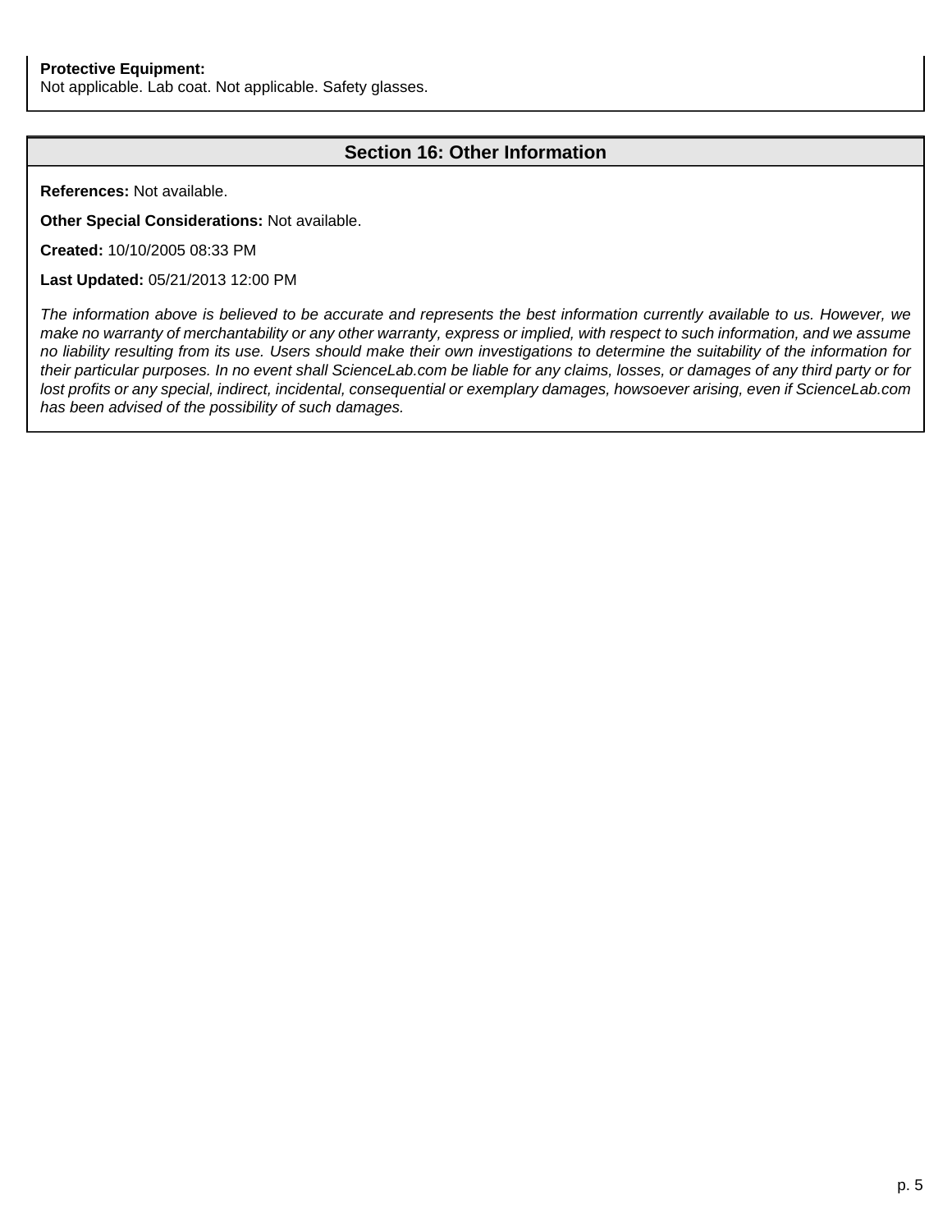**Protective Equipment:**
Not applicable. Lab coat. Not applicable. Safety glasses.

## Section 16: Other Information

**References:** Not available.

**Other Special Considerations:** Not available.

**Created:** 10/10/2005 08:33 PM

**Last Updated:** 05/21/2013 12:00 PM

*The information above is believed to be accurate and represents the best information currently available to us. However, we make no warranty of merchantability or any other warranty, express or implied, with respect to such information, and we assume no liability resulting from its use. Users should make their own investigations to determine the suitability of the information for their particular purposes. In no event shall ScienceLab.com be liable for any claims, losses, or damages of any third party or for lost profits or any special, indirect, incidental, consequential or exemplary damages, howsoever arising, even if ScienceLab.com has been advised of the possibility of such damages.*